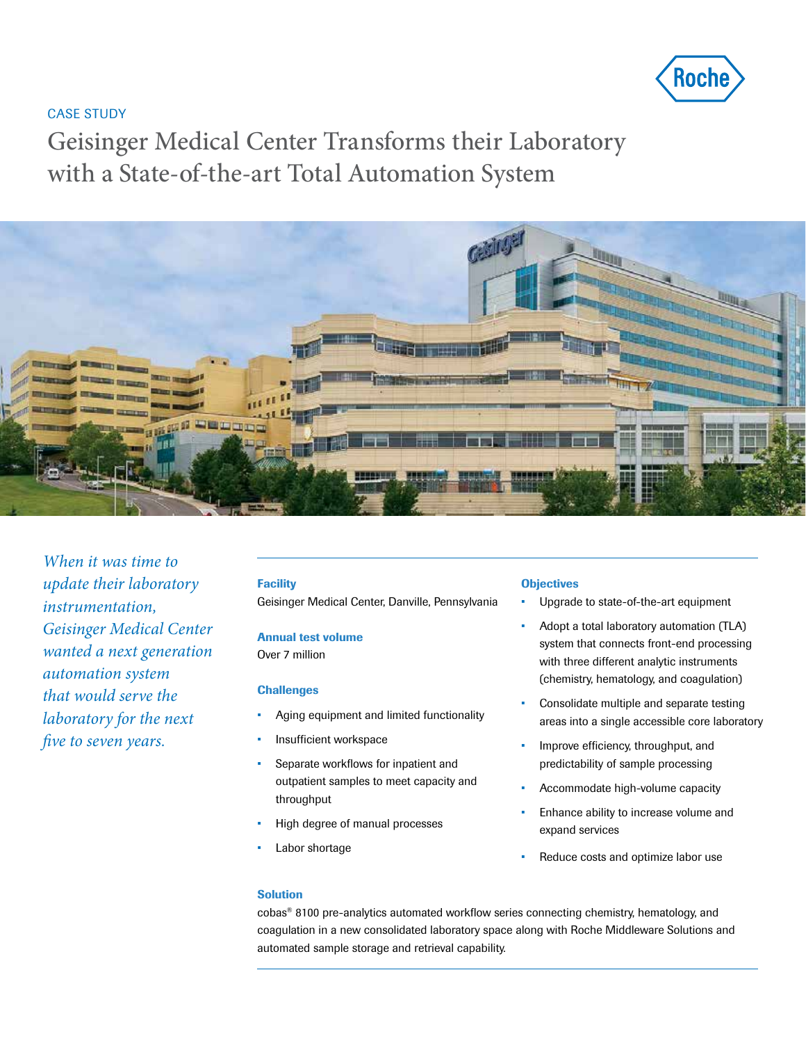CASE STUDY

# Geisinger Medical Center Transforms their Laboratory with a State-of-the-art Total Automation System

*When it was time to update their laboratory instrumentation, Geisinger Medical Center wanted a next generation automation system that would serve the laboratory for the next five to seven years.*

### Facility

Geisinger Medical Center, Danville, Pennsylvania

### Annual test volume

Over 7 million

### Challenges

- Aging equipment and limited functionality
- Insufficient workspace
- Separate workflows for inpatient and outpatient samples to meet capacity and throughput
- High degree of manual processes
- Labor shortage

### Objectives

- Upgrade to state-of-the-art equipment
- Adopt a total laboratory automation (TLA) system that connects front-end processing with three different analytic instruments (chemistry, hematology, and coagulation)
- Consolidate multiple and separate testing areas into a single accessible core laboratory
- Improve efficiency, throughput, and predictability of sample processing
- Accommodate high-volume capacity
- Enhance ability to increase volume and expand services
- Reduce costs and optimize labor use

### Solution

cobas® 8100 pre-analytics automated workflow series connecting chemistry, hematology, and coagulation in a new consolidated laboratory space along with Roche Middleware Solutions and automated sample storage and retrieval capability.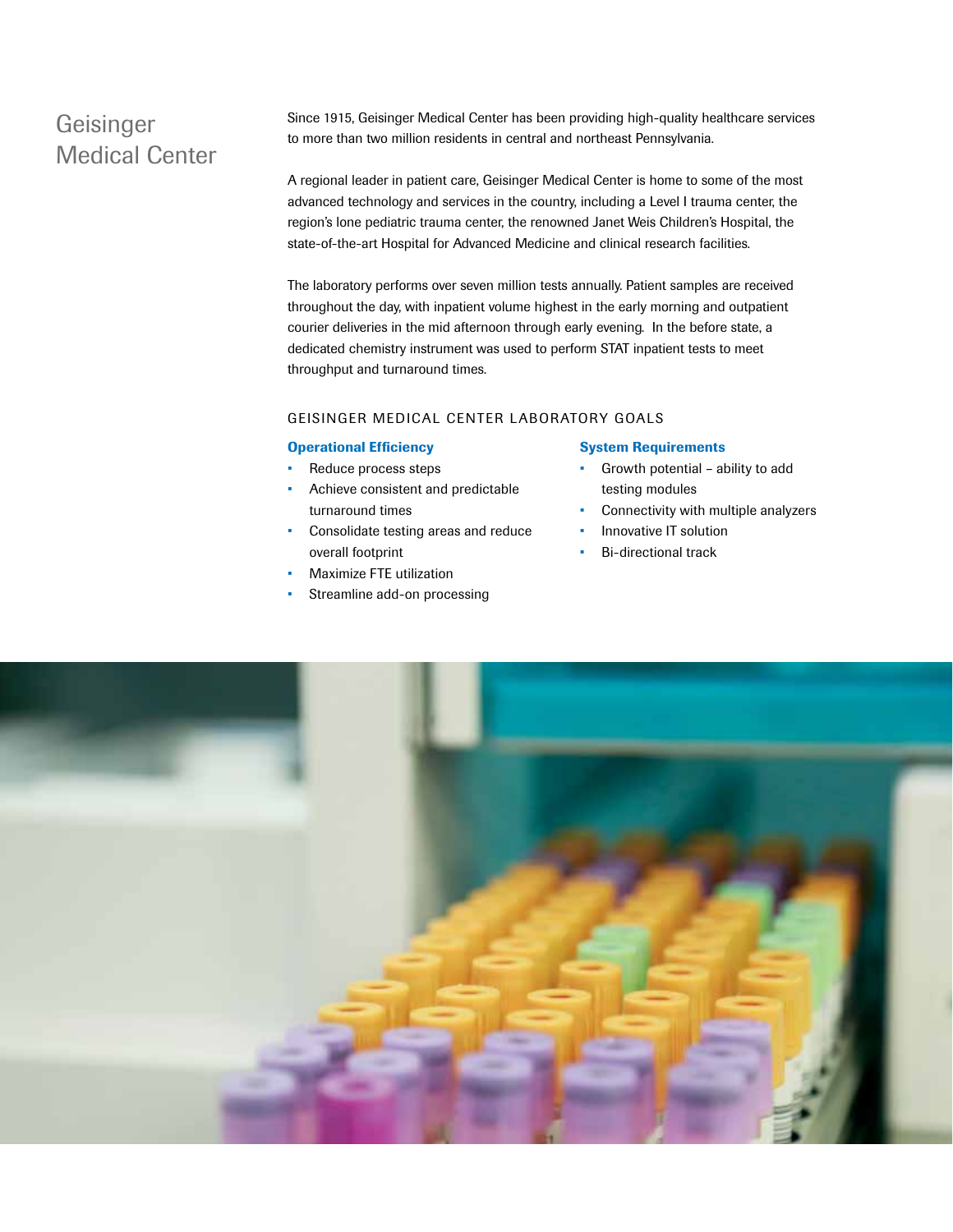# Geisinger Medical Center

Since 1915, Geisinger Medical Center has been providing high-quality healthcare services to more than two million residents in central and northeast Pennsylvania.

A regional leader in patient care, Geisinger Medical Center is home to some of the most advanced technology and services in the country, including a Level I trauma center, the region's lone pediatric trauma center, the renowned Janet Weis Children's Hospital, the state-of-the-art Hospital for Advanced Medicine and clinical research facilities.

The laboratory performs over seven million tests annually. Patient samples are received throughout the day, with inpatient volume highest in the early morning and outpatient courier deliveries in the mid afternoon through early evening. In the before state, a dedicated chemistry instrument was used to perform STAT inpatient tests to meet throughput and turnaround times.

## GEISINGER MEDICAL CENTER LABORATORY GOALS

### Operational Efficiency

- Reduce process steps
- Achieve consistent and predictable turnaround times
- Consolidate testing areas and reduce overall footprint
- Maximize FTE utilization
- Streamline add-on processing

### System Requirements

- Growth potential – ability to add testing modules
- Connectivity with multiple analyzers
- Innovative IT solution
- Bi-directional track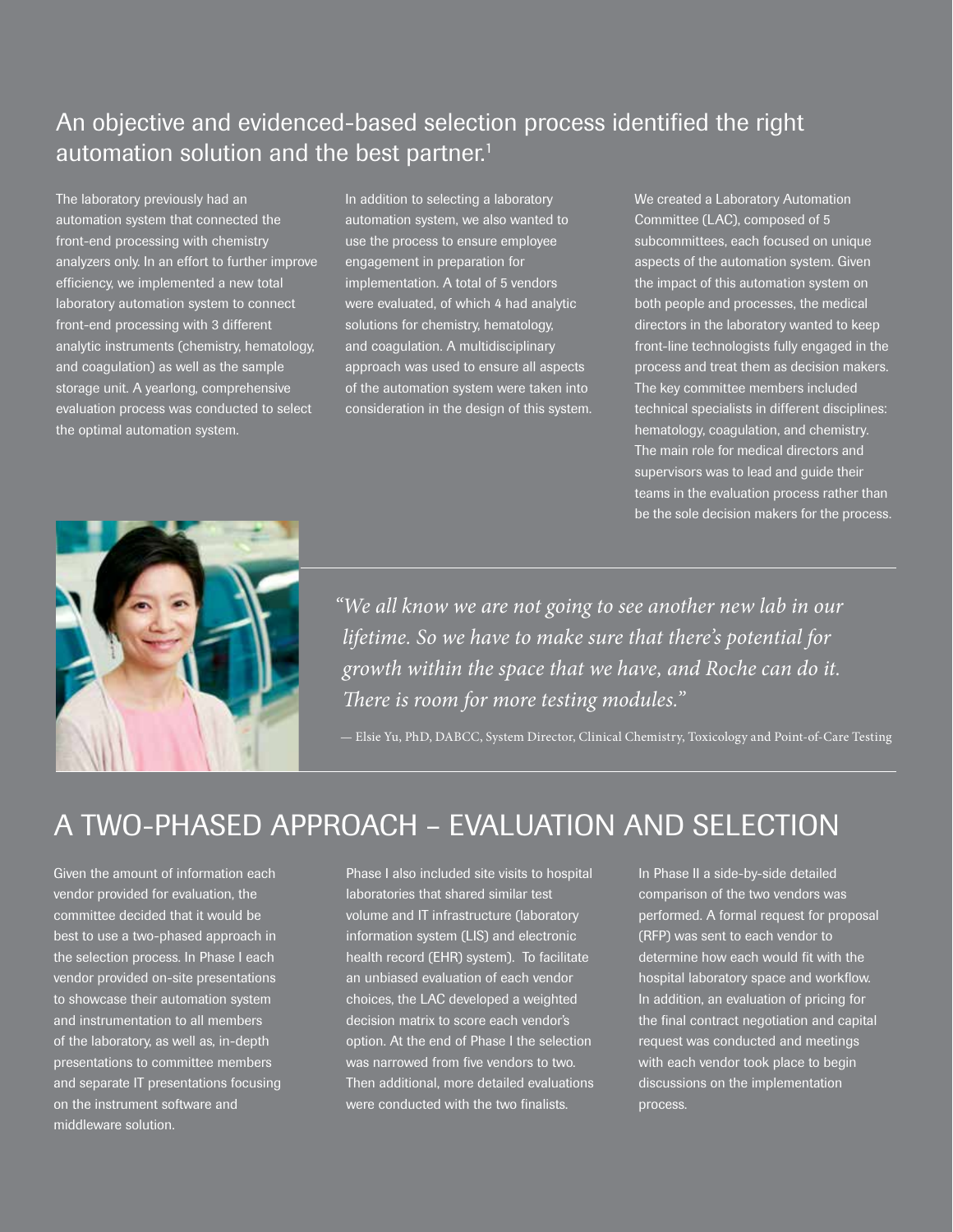## An objective and evidenced-based selection process identified the right automation solution and the best partner.[1]

The laboratory previously had an automation system that connected the front-end processing with chemistry analyzers only. In an effort to further improve efficiency, we implemented a new total laboratory automation system to connect front-end processing with 3 different analytic instruments (chemistry, hematology, and coagulation) as well as the sample storage unit. A yearlong, comprehensive evaluation process was conducted to select the optimal automation system.

In addition to selecting a laboratory automation system, we also wanted to use the process to ensure employee engagement in preparation for implementation. A total of 5 vendors were evaluated, of which 4 had analytic solutions for chemistry, hematology, and coagulation. A multidisciplinary approach was used to ensure all aspects of the automation system were taken into consideration in the design of this system.

We created a Laboratory Automation Committee (LAC), composed of 5 subcommittees, each focused on unique aspects of the automation system. Given the impact of this automation system on both people and processes, the medical directors in the laboratory wanted to keep front-line technologists fully engaged in the process and treat them as decision makers. The key committee members included technical specialists in different disciplines: hematology, coagulation, and chemistry. The main role for medical directors and supervisors was to lead and guide their teams in the evaluation process rather than be the sole decision makers for the process.

> *"We all know we are not going to see another new lab in our lifetime. So we have to make sure that there's potential for growth within the space that we have, and Roche can do it. There is room for more testing modules."*
>
> — Elsie Yu, PhD, DABCC, System Director, Clinical Chemistry, Toxicology and Point-of-Care Testing

# A TWO-PHASED APPROACH – EVALUATION AND SELECTION

Given the amount of information each vendor provided for evaluation, the committee decided that it would be best to use a two-phased approach in the selection process. In Phase I each vendor provided on-site presentations to showcase their automation system and instrumentation to all members of the laboratory, as well as, in-depth presentations to committee members and separate IT presentations focusing on the instrument software and middleware solution.

Phase I also included site visits to hospital laboratories that shared similar test volume and IT infrastructure (laboratory information system (LIS) and electronic health record (EHR) system). To facilitate an unbiased evaluation of each vendor choices, the LAC developed a weighted decision matrix to score each vendor's option. At the end of Phase I the selection was narrowed from five vendors to two. Then additional, more detailed evaluations were conducted with the two finalists.

In Phase II a side-by-side detailed comparison of the two vendors was performed. A formal request for proposal (RFP) was sent to each vendor to determine how each would fit with the hospital laboratory space and workflow. In addition, an evaluation of pricing for the final contract negotiation and capital request was conducted and meetings with each vendor took place to begin discussions on the implementation process.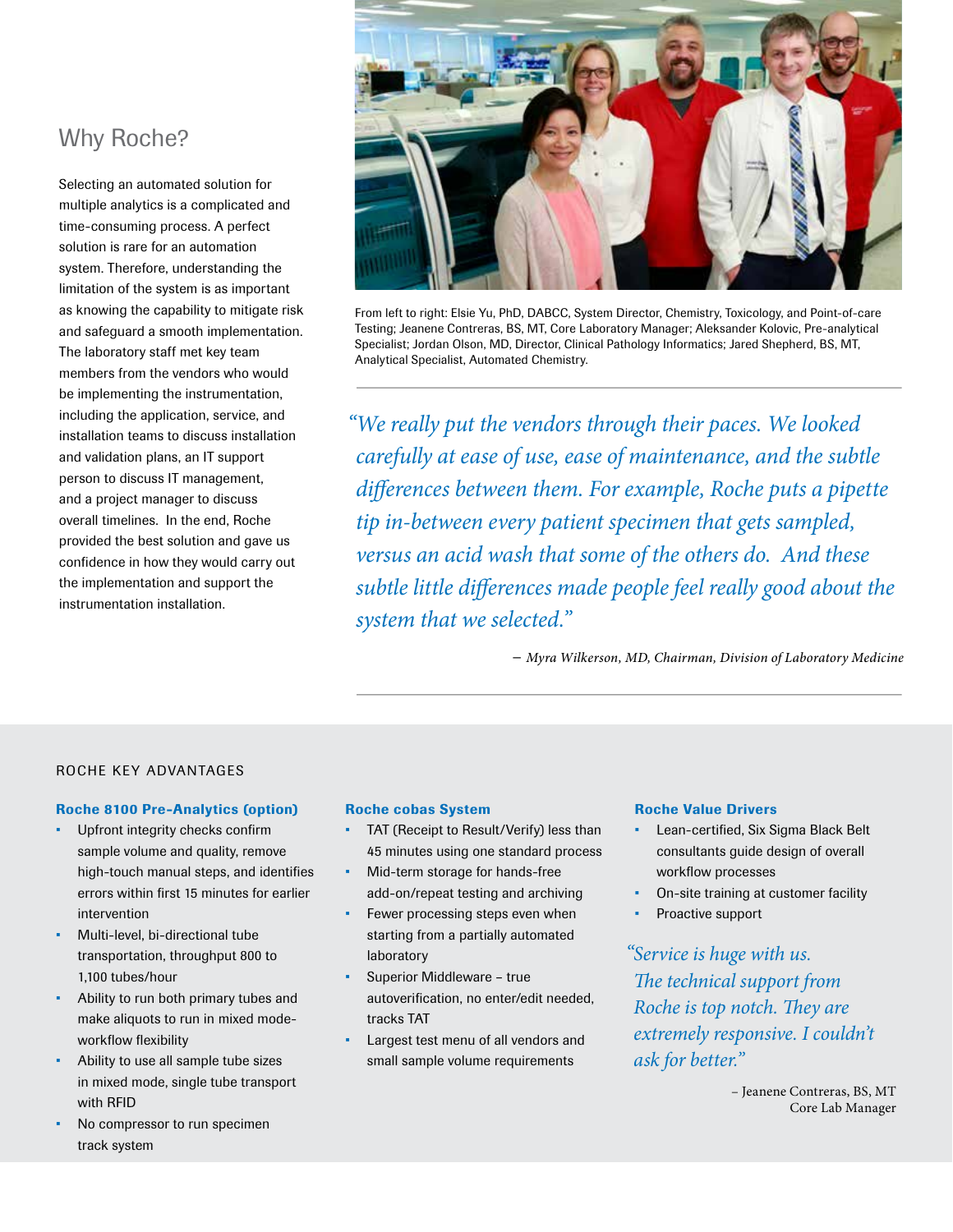## Why Roche?

Selecting an automated solution for multiple analytics is a complicated and time-consuming process. A perfect solution is rare for an automation system. Therefore, understanding the limitation of the system is as important as knowing the capability to mitigate risk and safeguard a smooth implementation. The laboratory staff met key team members from the vendors who would be implementing the instrumentation, including the application, service, and installation teams to discuss installation and validation plans, an IT support person to discuss IT management, and a project manager to discuss overall timelines. In the end, Roche provided the best solution and gave us confidence in how they would carry out the implementation and support the instrumentation installation.

From left to right: Elsie Yu, PhD, DABCC, System Director, Chemistry, Toxicology, and Point-of-care Testing; Jeanene Contreras, BS, MT, Core Laboratory Manager; Aleksander Kolovic, Pre-analytical Specialist; Jordan Olson, MD, Director, Clinical Pathology Informatics; Jared Shepherd, BS, MT, Analytical Specialist, Automated Chemistry.

> *"We really put the vendors through their paces. We looked carefully at ease of use, ease of maintenance, and the subtle differences between them. For example, Roche puts a pipette tip in-between every patient specimen that gets sampled, versus an acid wash that some of the others do. And these subtle little differences made people feel really good about the system that we selected."*
>
> *– Myra Wilkerson, MD, Chairman, Division of Laboratory Medicine*

### ROCHE KEY ADVANTAGES

**Roche 8100 Pre-Analytics (option)**

- Upfront integrity checks confirm sample volume and quality, remove high-touch manual steps, and identifies errors within first 15 minutes for earlier intervention
- Multi-level, bi-directional tube transportation, throughput 800 to 1,100 tubes/hour
- Ability to run both primary tubes and make aliquots to run in mixed mode-workflow flexibility
- Ability to use all sample tube sizes in mixed mode, single tube transport with RFID
- No compressor to run specimen track system

**Roche cobas System**

- TAT (Receipt to Result/Verify) less than 45 minutes using one standard process
- Mid-term storage for hands-free add-on/repeat testing and archiving
- Fewer processing steps even when starting from a partially automated laboratory
- Superior Middleware – true autoverification, no enter/edit needed, tracks TAT
- Largest test menu of all vendors and small sample volume requirements

**Roche Value Drivers**

- Lean-certified, Six Sigma Black Belt consultants guide design of overall workflow processes
- On-site training at customer facility
- Proactive support

> *"Service is huge with us. The technical support from Roche is top notch. They are extremely responsive. I couldn't ask for better."*
>
> – Jeanene Contreras, BS, MT
> Core Lab Manager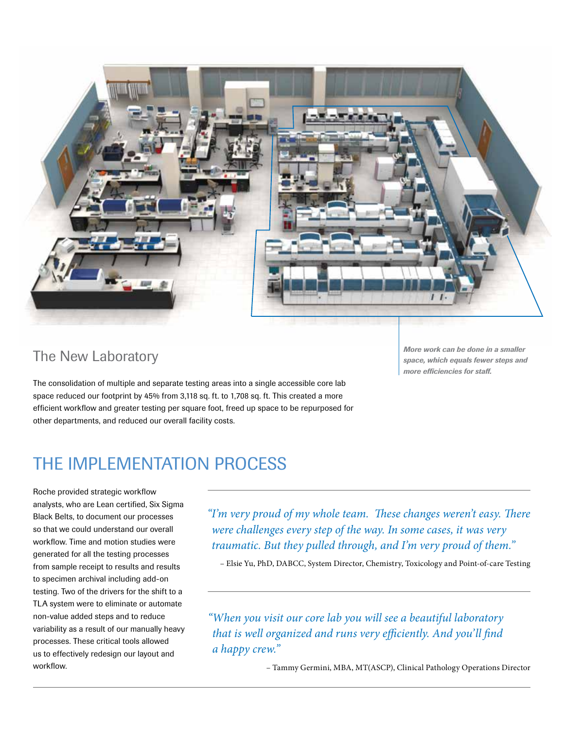*More work can be done in a smaller space, which equals fewer steps and more efficiencies for staff.*

## The New Laboratory

The consolidation of multiple and separate testing areas into a single accessible core lab space reduced our footprint by 45% from 3,118 sq. ft. to 1,708 sq. ft. This created a more efficient workflow and greater testing per square foot, freed up space to be repurposed for other departments, and reduced our overall facility costs.

# THE IMPLEMENTATION PROCESS

Roche provided strategic workflow analysts, who are Lean certified, Six Sigma Black Belts, to document our processes so that we could understand our overall workflow. Time and motion studies were generated for all the testing processes from sample receipt to results and results to specimen archival including add-on testing. Two of the drivers for the shift to a TLA system were to eliminate or automate non-value added steps and to reduce variability as a result of our manually heavy processes. These critical tools allowed us to effectively redesign our layout and workflow.

*"I'm very proud of my whole team. These changes weren't easy. There were challenges every step of the way. In some cases, it was very traumatic. But they pulled through, and I'm very proud of them."*

– Elsie Yu, PhD, DABCC, System Director, Chemistry, Toxicology and Point-of-care Testing

*"When you visit our core lab you will see a beautiful laboratory that is well organized and runs very efficiently. And you'll find a happy crew."*

– Tammy Germini, MBA, MT(ASCP), Clinical Pathology Operations Director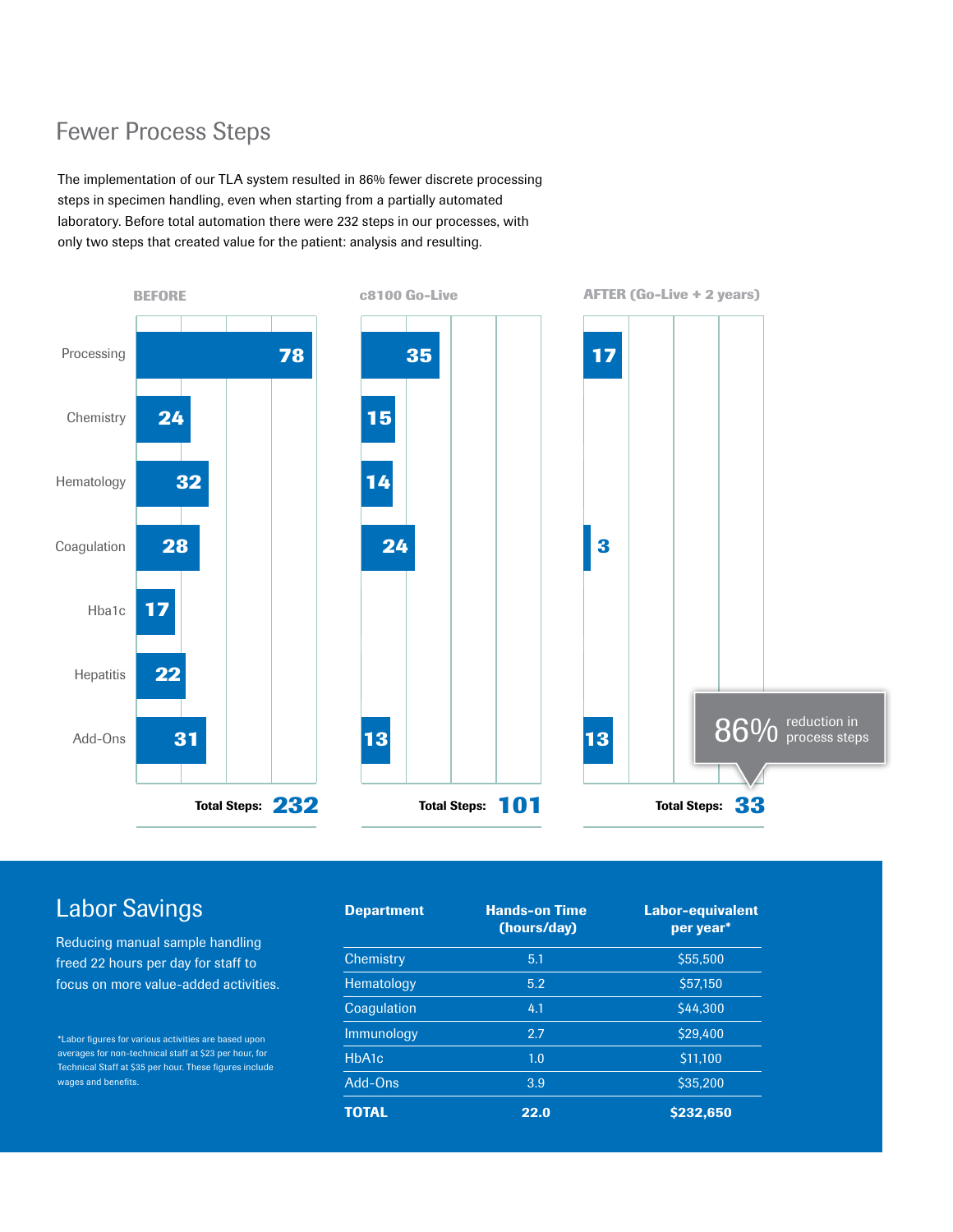## Fewer Process Steps

The implementation of our TLA system resulted in 86% fewer discrete processing steps in specimen handling, even when starting from a partially automated laboratory. Before total automation there were 232 steps in our processes, with only two steps that created value for the patient: analysis and resulting.

| | BEFORE | c8100 Go-Live | AFTER (Go-Live + 2 years) |
|---|---|---|---|
| Processing | 78 | 35 | 17 |
| Chemistry | 24 | 15 | |
| Hematology | 32 | 14 | |
| Coagulation | 28 | 24 | 3 |
| Hba1c | 17 | | |
| Hepatitis | 22 | | |
| Add-Ons | 31 | 13 | 13 |
| **Total Steps:** | **232** | **101** | **33** |

86% reduction in process steps

## Labor Savings

Reducing manual sample handling freed 22 hours per day for staff to focus on more value-added activities.

| Department | Hands-on Time (hours/day) | Labor-equivalent per year* |
|---|---|---|
| Chemistry | 5.1 | $55,500 |
| Hematology | 5.2 | $57,150 |
| Coagulation | 4.1 | $44,300 |
| Immunology | 2.7 | $29,400 |
| HbA1c | 1.0 | $11,100 |
| Add-Ons | 3.9 | $35,200 |
| **TOTAL** | **22.0** | **$232,650** |

*Labor figures for various activities are based upon averages for non-technical staff at $23 per hour, for Technical Staff at $35 per hour. These figures include wages and benefits.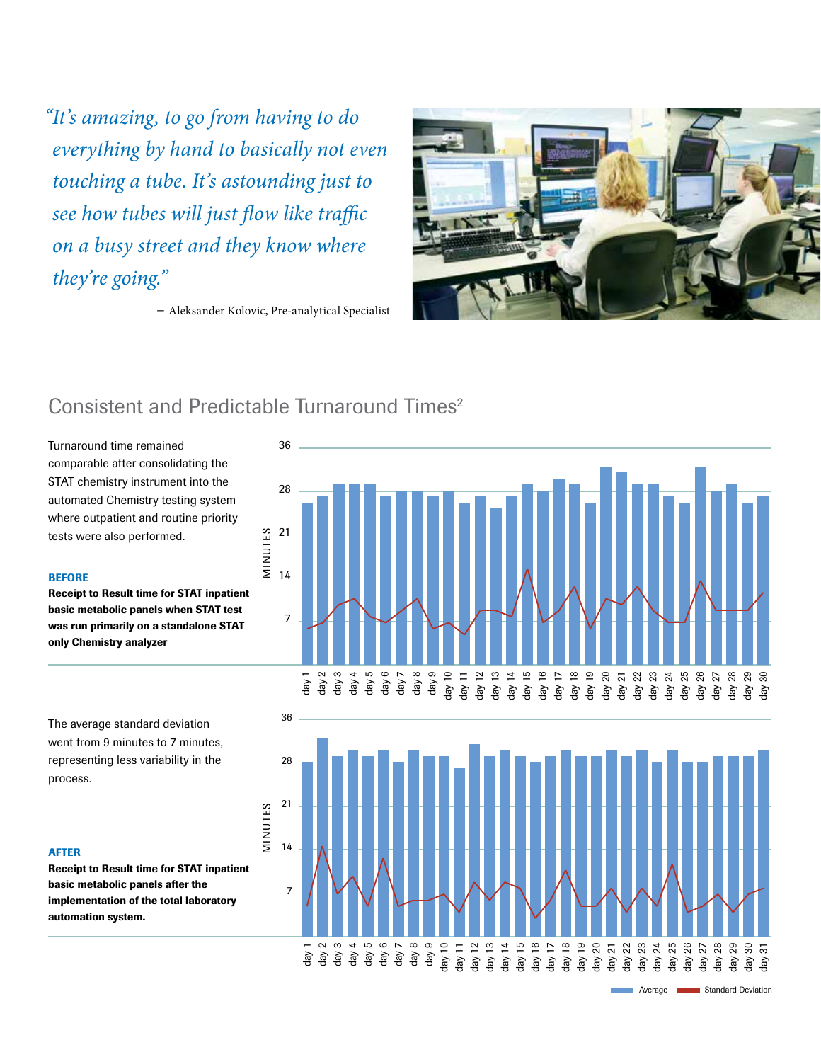*"It's amazing, to go from having to do everything by hand to basically not even touching a tube. It's astounding just to see how tubes will just flow like traffic on a busy street and they know where they're going."*

– Aleksander Kolovic, Pre-analytical Specialist

## Consistent and Predictable Turnaround Times[2]

Turnaround time remained comparable after consolidating the STAT chemistry instrument into the automated Chemistry testing system where outpatient and routine priority tests were also performed.

**BEFORE**

**Receipt to Result time for STAT inpatient basic metabolic panels when STAT test was run primarily on a standalone STAT only Chemistry analyzer**

The average standard deviation went from 9 minutes to 7 minutes, representing less variability in the process.

**AFTER**

**Receipt to Result time for STAT inpatient basic metabolic panels after the implementation of the total laboratory automation system.**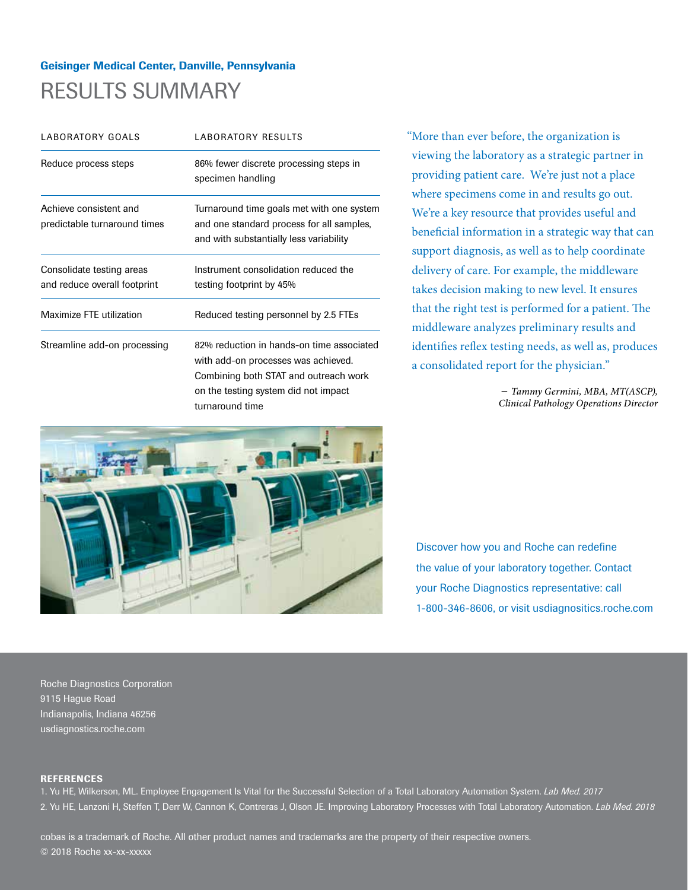**Geisinger Medical Center, Danville, Pennsylvania**

# RESULTS SUMMARY

| LABORATORY GOALS | LABORATORY RESULTS |
|---|---|
| Reduce process steps | 86% fewer discrete processing steps in specimen handling |
| Achieve consistent and predictable turnaround times | Turnaround time goals met with one system and one standard process for all samples, and with substantially less variability |
| Consolidate testing areas and reduce overall footprint | Instrument consolidation reduced the testing footprint by 45% |
| Maximize FTE utilization | Reduced testing personnel by 2.5 FTEs |
| Streamline add-on processing | 82% reduction in hands-on time associated with add-on processes was achieved. Combining both STAT and outreach work on the testing system did not impact turnaround time |

"More than ever before, the organization is viewing the laboratory as a strategic partner in providing patient care. We're just not a place where specimens come in and results go out. We're a key resource that provides useful and beneficial information in a strategic way that can support diagnosis, as well as to help coordinate delivery of care. For example, the middleware takes decision making to new level. It ensures that the right test is performed for a patient. The middleware analyzes preliminary results and identifies reflex testing needs, as well as, produces a consolidated report for the physician."

— *Tammy Germini, MBA, MT(ASCP), Clinical Pathology Operations Director*

Discover how you and Roche can redefine the value of your laboratory together. Contact your Roche Diagnostics representative: call 1-800-346-8606, or visit usdiagnositics.roche.com

Roche Diagnostics Corporation
9115 Hague Road
Indianapolis, Indiana 46256
usdiagnostics.roche.com

**REFERENCES**

1. Yu HE, Wilkerson, ML. Employee Engagement Is Vital for the Successful Selection of a Total Laboratory Automation System. *Lab Med. 2017*
2. Yu HE, Lanzoni H, Steffen T, Derr W, Cannon K, Contreras J, Olson JE. Improving Laboratory Processes with Total Laboratory Automation. *Lab Med. 2018*

cobas is a trademark of Roche. All other product names and trademarks are the property of their respective owners.
© 2018 Roche xx-xx-xxxxx